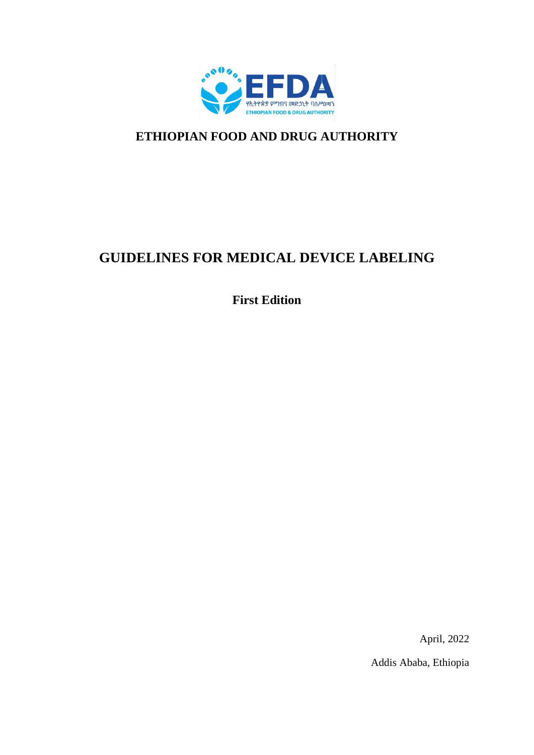# ETHIOPIAN FOOD AND DRUG AUTHORITY

# GUIDELINES FOR MEDICAL DEVICE LABELING

**First Edition**

April, 2022

Addis Ababa, Ethiopia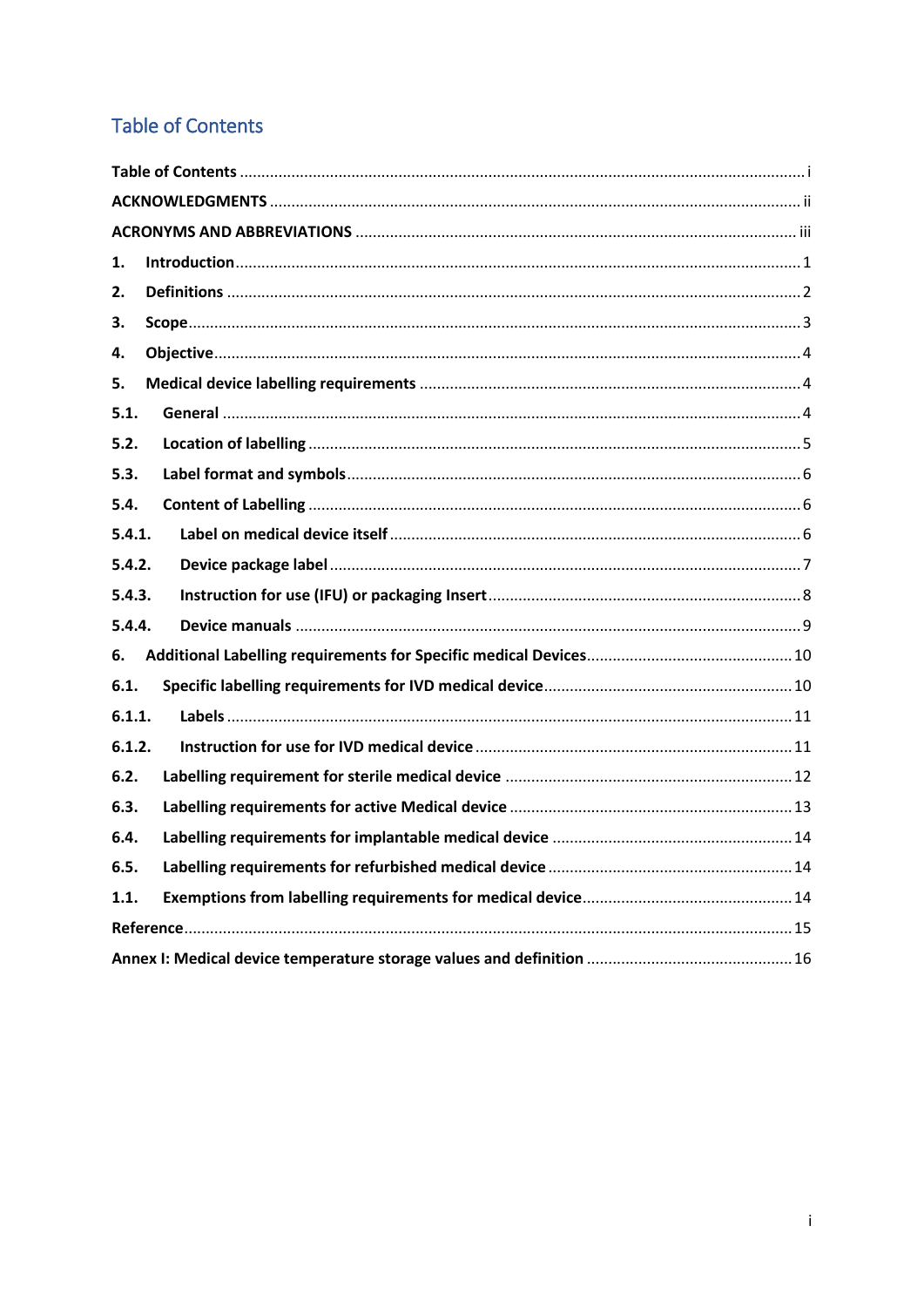# Table of Contents

Table of Contents ..... i

ACKNOWLEDGMENTS ..... ii

ACRONYMS AND ABBREVIATIONS ..... iii

1. Introduction ..... 1
2. Definitions ..... 2
3. Scope ..... 3
4. Objective ..... 4
5. Medical device labelling requirements ..... 4

5.1. General ..... 4

5.2. Location of labelling ..... 5

5.3. Label format and symbols ..... 6

5.4. Content of Labelling ..... 6

5.4.1. Label on medical device itself ..... 6

5.4.2. Device package label ..... 7

5.4.3. Instruction for use (IFU) or packaging Insert ..... 8

5.4.4. Device manuals ..... 9

6. Additional Labelling requirements for Specific medical Devices ..... 10

6.1. Specific labelling requirements for IVD medical device ..... 10

6.1.1. Labels ..... 11

6.1.2. Instruction for use for IVD medical device ..... 11

6.2. Labelling requirement for sterile medical device ..... 12

6.3. Labelling requirements for active Medical device ..... 13

6.4. Labelling requirements for implantable medical device ..... 14

6.5. Labelling requirements for refurbished medical device ..... 14

1.1. Exemptions from labelling requirements for medical device ..... 14

Reference ..... 15

Annex I: Medical device temperature storage values and definition ..... 16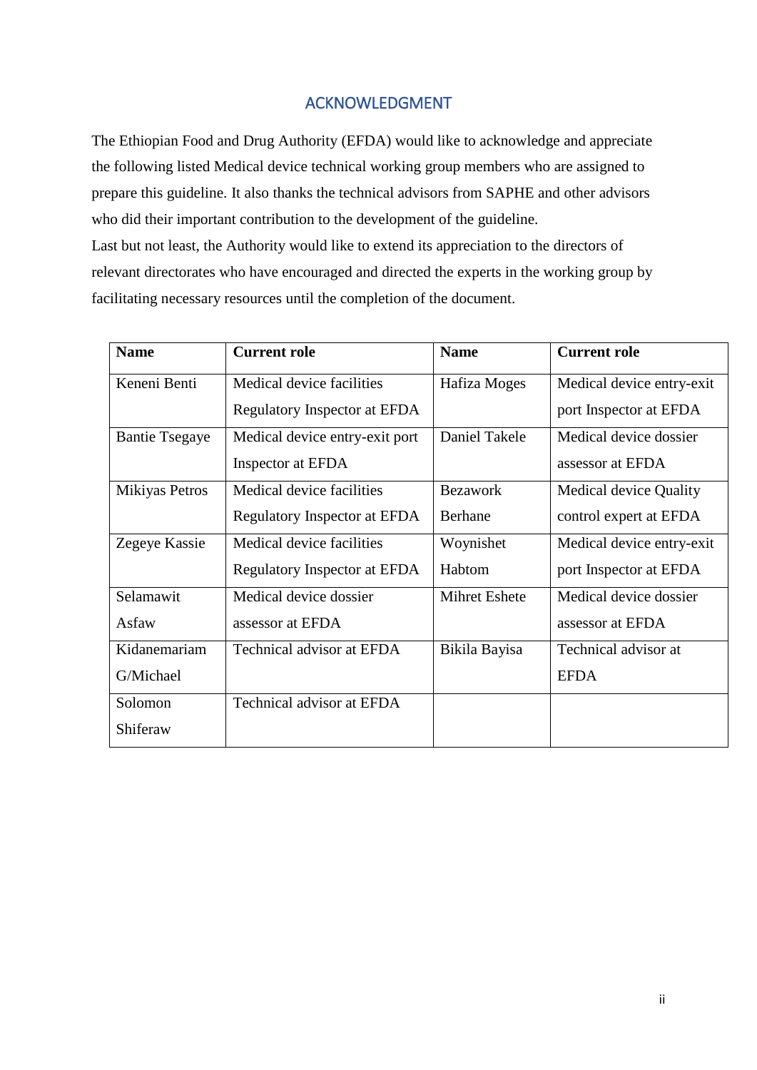## ACKNOWLEDGMENT

The Ethiopian Food and Drug Authority (EFDA) would like to acknowledge and appreciate the following listed Medical device technical working group members who are assigned to prepare this guideline. It also thanks the technical advisors from SAPHE and other advisors who did their important contribution to the development of the guideline.
Last but not least, the Authority would like to extend its appreciation to the directors of relevant directorates who have encouraged and directed the experts in the working group by facilitating necessary resources until the completion of the document.

| Name | Current role | Name | Current role |
|---|---|---|---|
| Keneni Benti | Medical device facilities Regulatory Inspector at EFDA | Hafiza Moges | Medical device entry-exit port Inspector at EFDA |
| Bantie Tsegaye | Medical device entry-exit port Inspector at EFDA | Daniel Takele | Medical device dossier assessor at EFDA |
| Mikiyas Petros | Medical device facilities Regulatory Inspector at EFDA | Bezawork Berhane | Medical device Quality control expert at EFDA |
| Zegeye Kassie | Medical device facilities Regulatory Inspector at EFDA | Woynishet Habtom | Medical device entry-exit port Inspector at EFDA |
| Selamawit Asfaw | Medical device dossier assessor at EFDA | Mihret Eshete | Medical device dossier assessor at EFDA |
| Kidanemariam G/Michael | Technical advisor at EFDA | Bikila Bayisa | Technical advisor at EFDA |
| Solomon Shiferaw | Technical advisor at EFDA | | |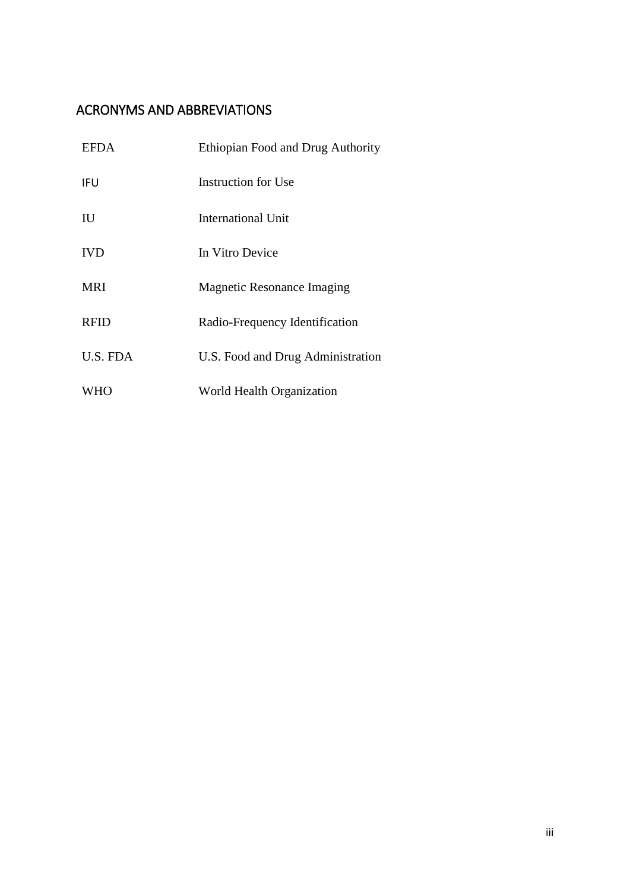## ACRONYMS AND ABBREVIATIONS

| | |
|---|---|
| EFDA | Ethiopian Food and Drug Authority |
| IFU | Instruction for Use |
| IU | International Unit |
| IVD | In Vitro Device |
| MRI | Magnetic Resonance Imaging |
| RFID | Radio-Frequency Identification |
| U.S. FDA | U.S. Food and Drug Administration |
| WHO | World Health Organization |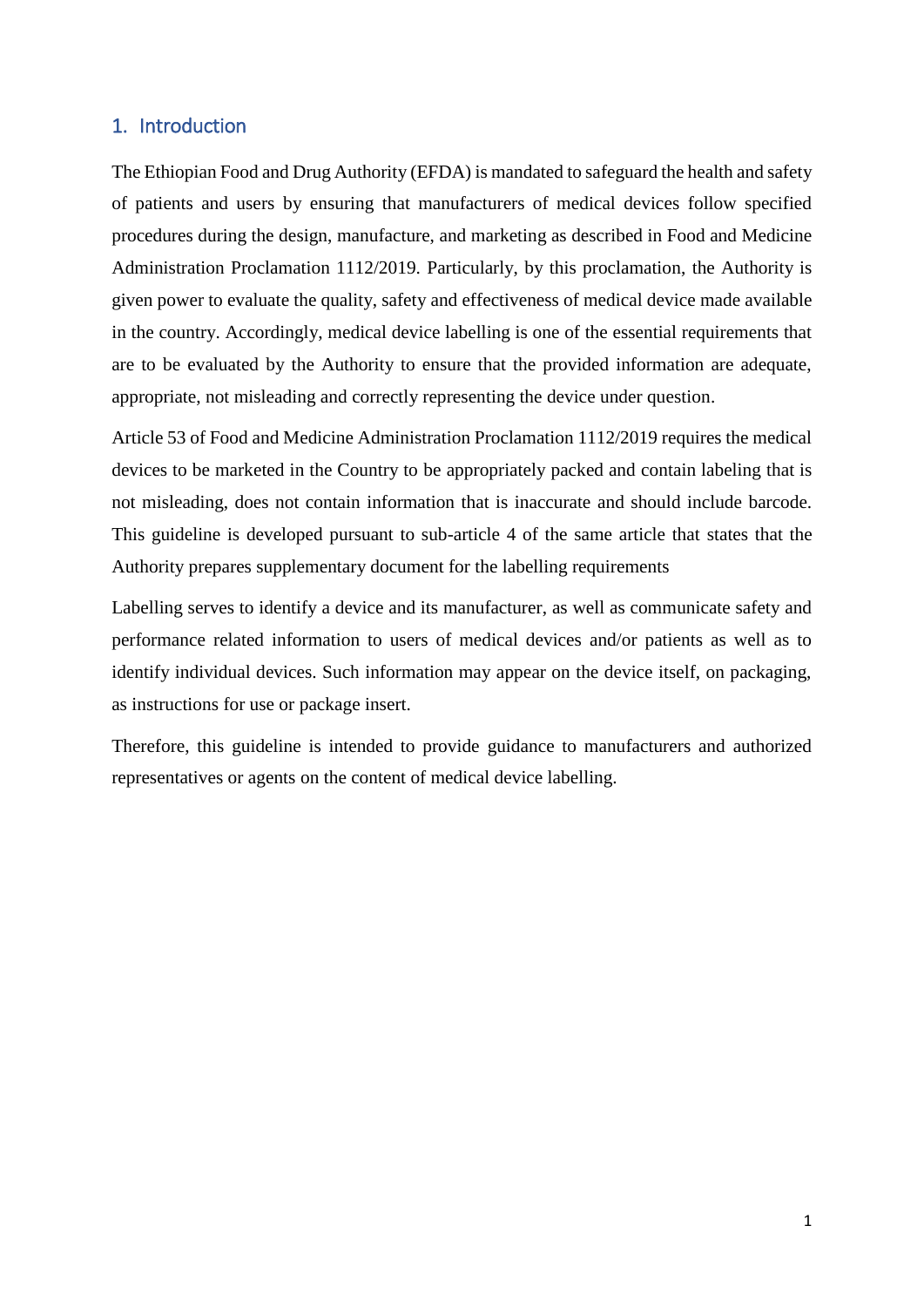# 1. Introduction

The Ethiopian Food and Drug Authority (EFDA) is mandated to safeguard the health and safety of patients and users by ensuring that manufacturers of medical devices follow specified procedures during the design, manufacture, and marketing as described in Food and Medicine Administration Proclamation 1112/2019. Particularly, by this proclamation, the Authority is given power to evaluate the quality, safety and effectiveness of medical device made available in the country. Accordingly, medical device labelling is one of the essential requirements that are to be evaluated by the Authority to ensure that the provided information are adequate, appropriate, not misleading and correctly representing the device under question.

Article 53 of Food and Medicine Administration Proclamation 1112/2019 requires the medical devices to be marketed in the Country to be appropriately packed and contain labeling that is not misleading, does not contain information that is inaccurate and should include barcode. This guideline is developed pursuant to sub-article 4 of the same article that states that the Authority prepares supplementary document for the labelling requirements

Labelling serves to identify a device and its manufacturer, as well as communicate safety and performance related information to users of medical devices and/or patients as well as to identify individual devices. Such information may appear on the device itself, on packaging, as instructions for use or package insert.

Therefore, this guideline is intended to provide guidance to manufacturers and authorized representatives or agents on the content of medical device labelling.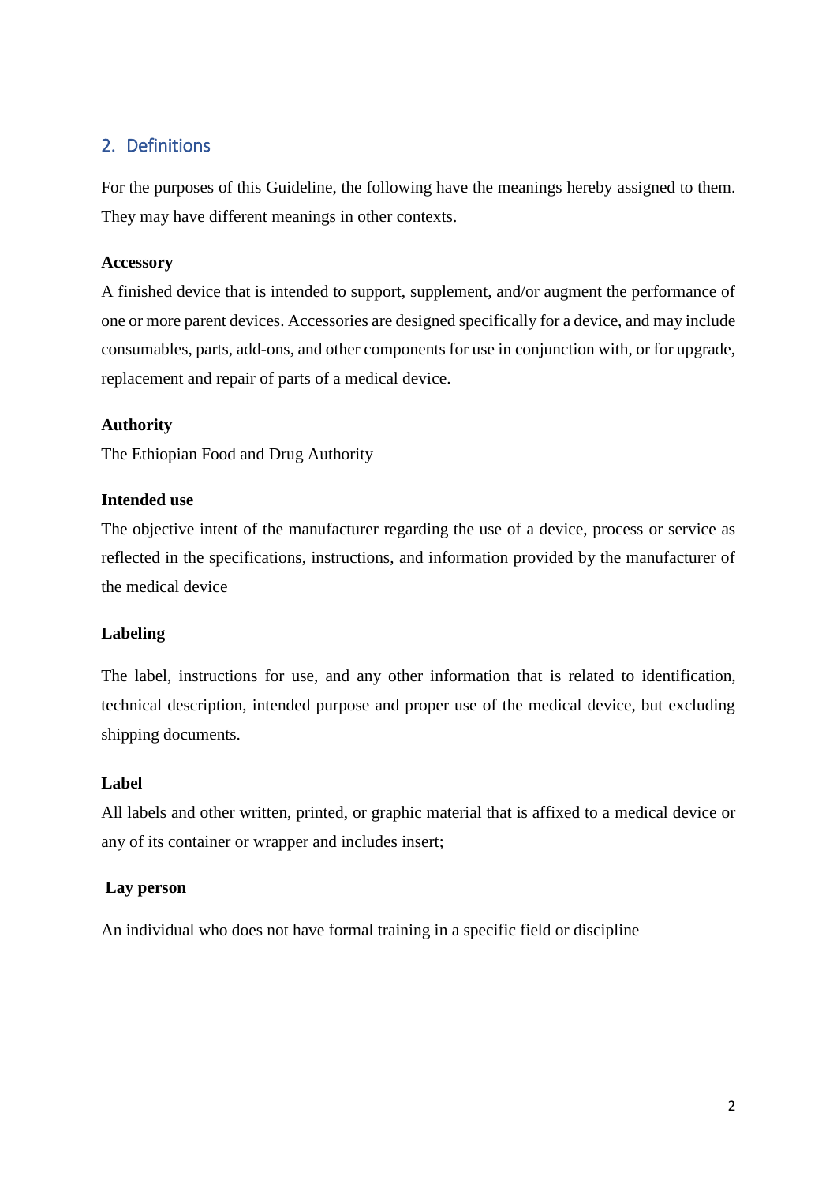## 2. Definitions

For the purposes of this Guideline, the following have the meanings hereby assigned to them. They may have different meanings in other contexts.

**Accessory**

A finished device that is intended to support, supplement, and/or augment the performance of one or more parent devices. Accessories are designed specifically for a device, and may include consumables, parts, add-ons, and other components for use in conjunction with, or for upgrade, replacement and repair of parts of a medical device.

**Authority**

The Ethiopian Food and Drug Authority

**Intended use**

The objective intent of the manufacturer regarding the use of a device, process or service as reflected in the specifications, instructions, and information provided by the manufacturer of the medical device

**Labeling**

The label, instructions for use, and any other information that is related to identification, technical description, intended purpose and proper use of the medical device, but excluding shipping documents.

**Label**

All labels and other written, printed, or graphic material that is affixed to a medical device or any of its container or wrapper and includes insert;

**Lay person**

An individual who does not have formal training in a specific field or discipline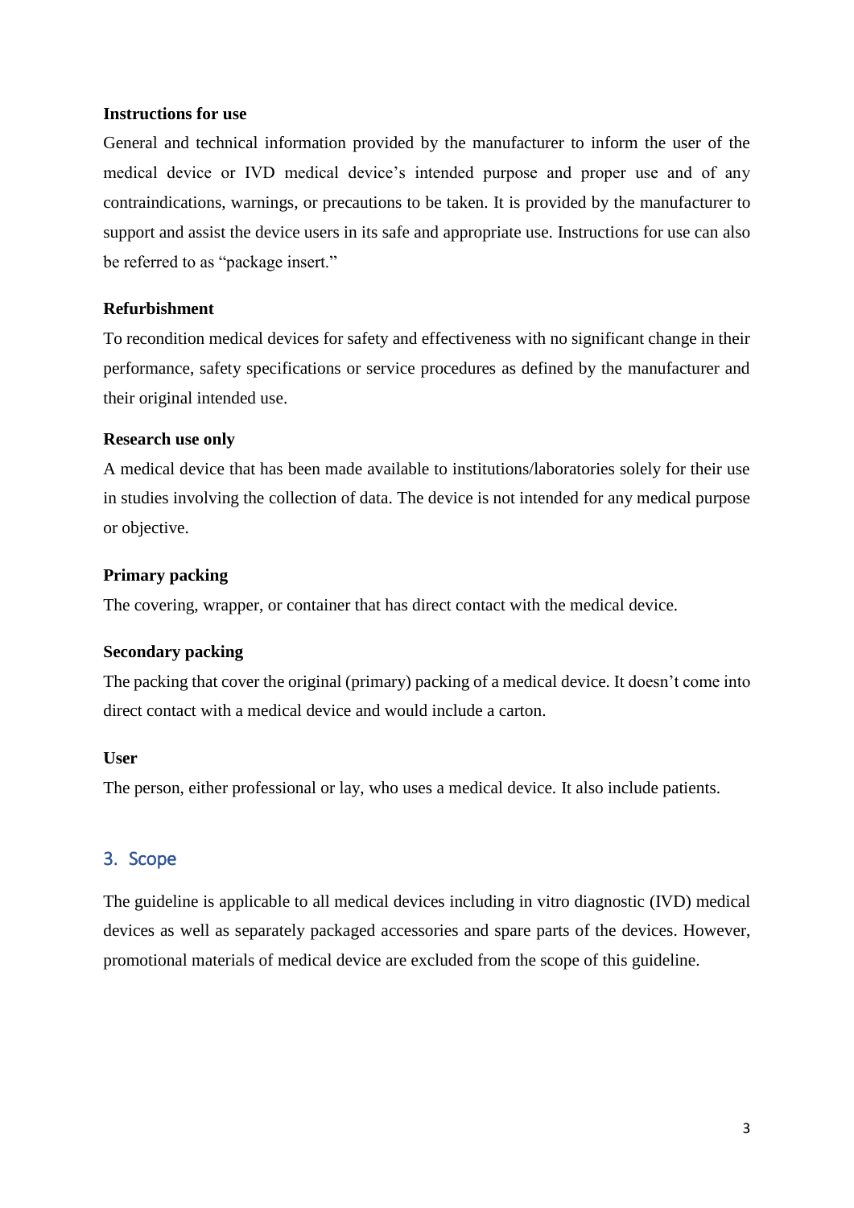**Instructions for use**

General and technical information provided by the manufacturer to inform the user of the medical device or IVD medical device's intended purpose and proper use and of any contraindications, warnings, or precautions to be taken. It is provided by the manufacturer to support and assist the device users in its safe and appropriate use. Instructions for use can also be referred to as "package insert."

**Refurbishment**

To recondition medical devices for safety and effectiveness with no significant change in their performance, safety specifications or service procedures as defined by the manufacturer and their original intended use.

**Research use only**

A medical device that has been made available to institutions/laboratories solely for their use in studies involving the collection of data. The device is not intended for any medical purpose or objective.

**Primary packing**

The covering, wrapper, or container that has direct contact with the medical device.

**Secondary packing**

The packing that cover the original (primary) packing of a medical device. It doesn't come into direct contact with a medical device and would include a carton.

**User**

The person, either professional or lay, who uses a medical device. It also include patients.

## 3. Scope

The guideline is applicable to all medical devices including in vitro diagnostic (IVD) medical devices as well as separately packaged accessories and spare parts of the devices. However, promotional materials of medical device are excluded from the scope of this guideline.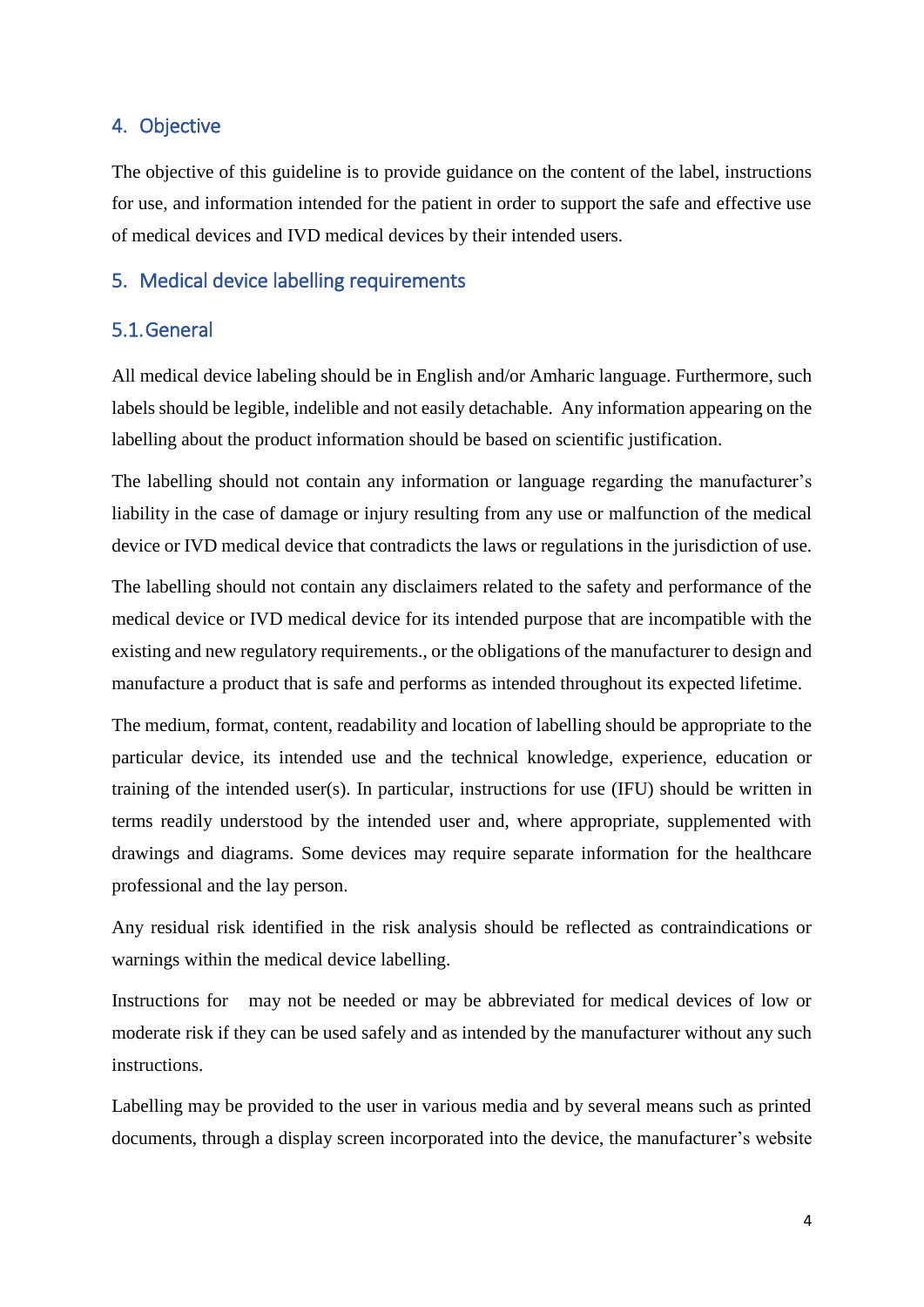## 4. Objective

The objective of this guideline is to provide guidance on the content of the label, instructions for use, and information intended for the patient in order to support the safe and effective use of medical devices and IVD medical devices by their intended users.

## 5. Medical device labelling requirements

### 5.1. General

All medical device labeling should be in English and/or Amharic language. Furthermore, such labels should be legible, indelible and not easily detachable. Any information appearing on the labelling about the product information should be based on scientific justification.

The labelling should not contain any information or language regarding the manufacturer's liability in the case of damage or injury resulting from any use or malfunction of the medical device or IVD medical device that contradicts the laws or regulations in the jurisdiction of use.

The labelling should not contain any disclaimers related to the safety and performance of the medical device or IVD medical device for its intended purpose that are incompatible with the existing and new regulatory requirements., or the obligations of the manufacturer to design and manufacture a product that is safe and performs as intended throughout its expected lifetime.

The medium, format, content, readability and location of labelling should be appropriate to the particular device, its intended use and the technical knowledge, experience, education or training of the intended user(s). In particular, instructions for use (IFU) should be written in terms readily understood by the intended user and, where appropriate, supplemented with drawings and diagrams. Some devices may require separate information for the healthcare professional and the lay person.

Any residual risk identified in the risk analysis should be reflected as contraindications or warnings within the medical device labelling.

Instructions for may not be needed or may be abbreviated for medical devices of low or moderate risk if they can be used safely and as intended by the manufacturer without any such instructions.

Labelling may be provided to the user in various media and by several means such as printed documents, through a display screen incorporated into the device, the manufacturer's website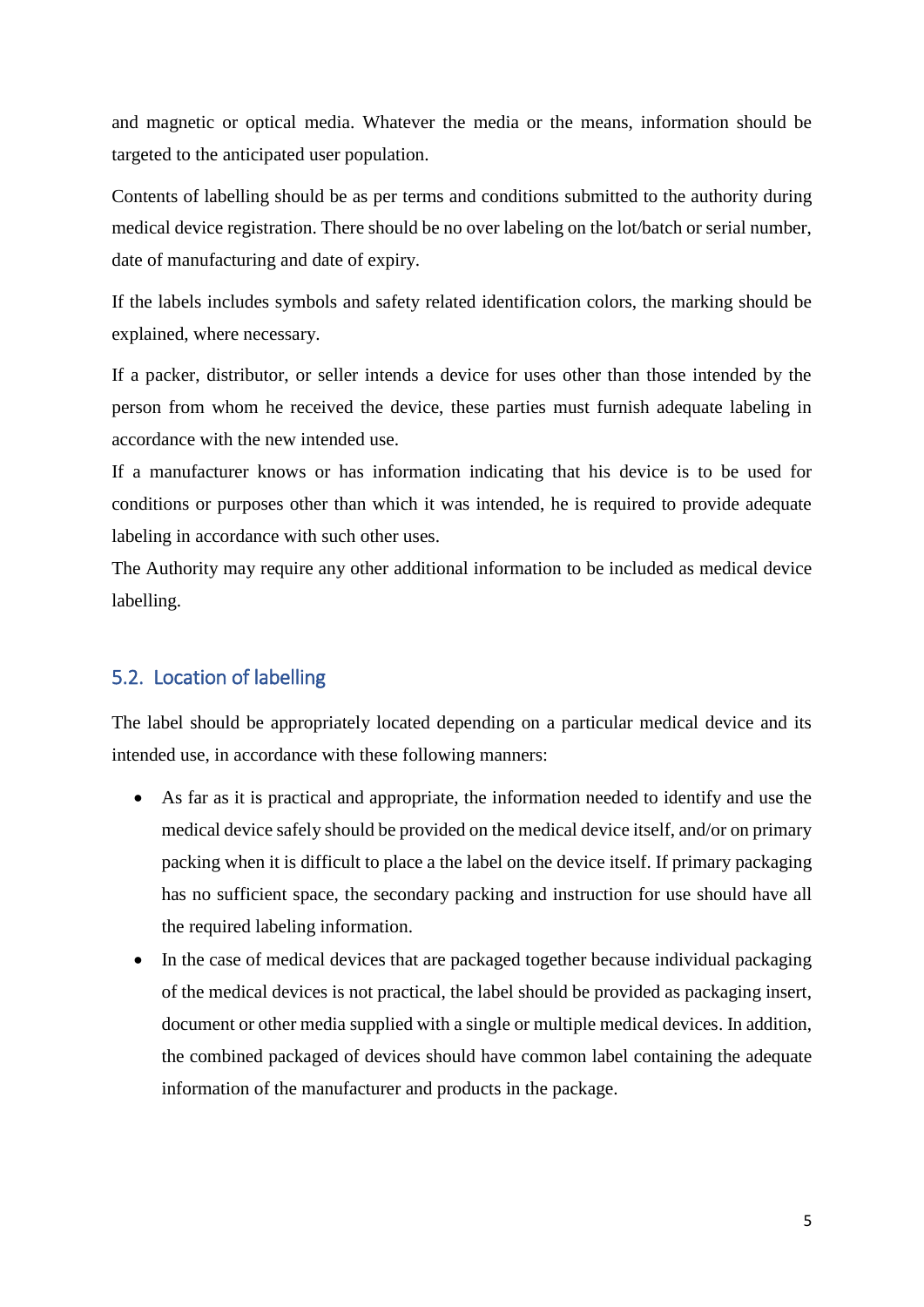and magnetic or optical media. Whatever the media or the means, information should be targeted to the anticipated user population.

Contents of labelling should be as per terms and conditions submitted to the authority during medical device registration. There should be no over labeling on the lot/batch or serial number, date of manufacturing and date of expiry.

If the labels includes symbols and safety related identification colors, the marking should be explained, where necessary.

If a packer, distributor, or seller intends a device for uses other than those intended by the person from whom he received the device, these parties must furnish adequate labeling in accordance with the new intended use.

If a manufacturer knows or has information indicating that his device is to be used for conditions or purposes other than which it was intended, he is required to provide adequate labeling in accordance with such other uses.

The Authority may require any other additional information to be included as medical device labelling.

## 5.2. Location of labelling

The label should be appropriately located depending on a particular medical device and its intended use, in accordance with these following manners:

- As far as it is practical and appropriate, the information needed to identify and use the medical device safely should be provided on the medical device itself, and/or on primary packing when it is difficult to place a the label on the device itself. If primary packaging has no sufficient space, the secondary packing and instruction for use should have all the required labeling information.
- In the case of medical devices that are packaged together because individual packaging of the medical devices is not practical, the label should be provided as packaging insert, document or other media supplied with a single or multiple medical devices. In addition, the combined packaged of devices should have common label containing the adequate information of the manufacturer and products in the package.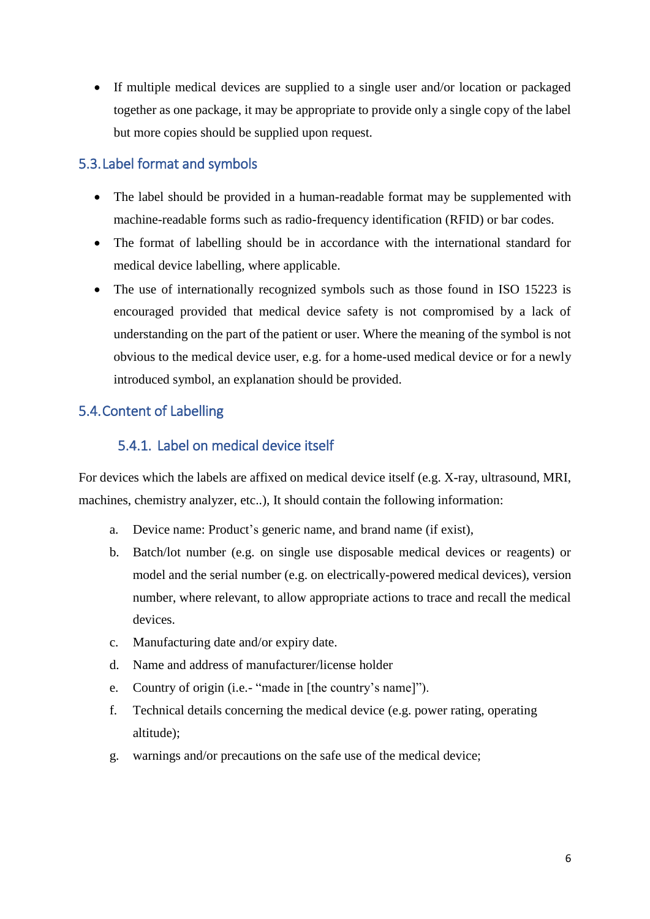- If multiple medical devices are supplied to a single user and/or location or packaged together as one package, it may be appropriate to provide only a single copy of the label but more copies should be supplied upon request.

## 5.3. Label format and symbols

- The label should be provided in a human-readable format may be supplemented with machine-readable forms such as radio-frequency identification (RFID) or bar codes.
- The format of labelling should be in accordance with the international standard for medical device labelling, where applicable.
- The use of internationally recognized symbols such as those found in ISO 15223 is encouraged provided that medical device safety is not compromised by a lack of understanding on the part of the patient or user. Where the meaning of the symbol is not obvious to the medical device user, e.g. for a home-used medical device or for a newly introduced symbol, an explanation should be provided.

## 5.4. Content of Labelling

### 5.4.1. Label on medical device itself

For devices which the labels are affixed on medical device itself (e.g. X-ray, ultrasound, MRI, machines, chemistry analyzer, etc..), It should contain the following information:

a. Device name: Product's generic name, and brand name (if exist),
b. Batch/lot number (e.g. on single use disposable medical devices or reagents) or model and the serial number (e.g. on electrically-powered medical devices), version number, where relevant, to allow appropriate actions to trace and recall the medical devices.
c. Manufacturing date and/or expiry date.
d. Name and address of manufacturer/license holder
e. Country of origin (i.e.- "made in [the country's name]").
f. Technical details concerning the medical device (e.g. power rating, operating altitude);
g. warnings and/or precautions on the safe use of the medical device;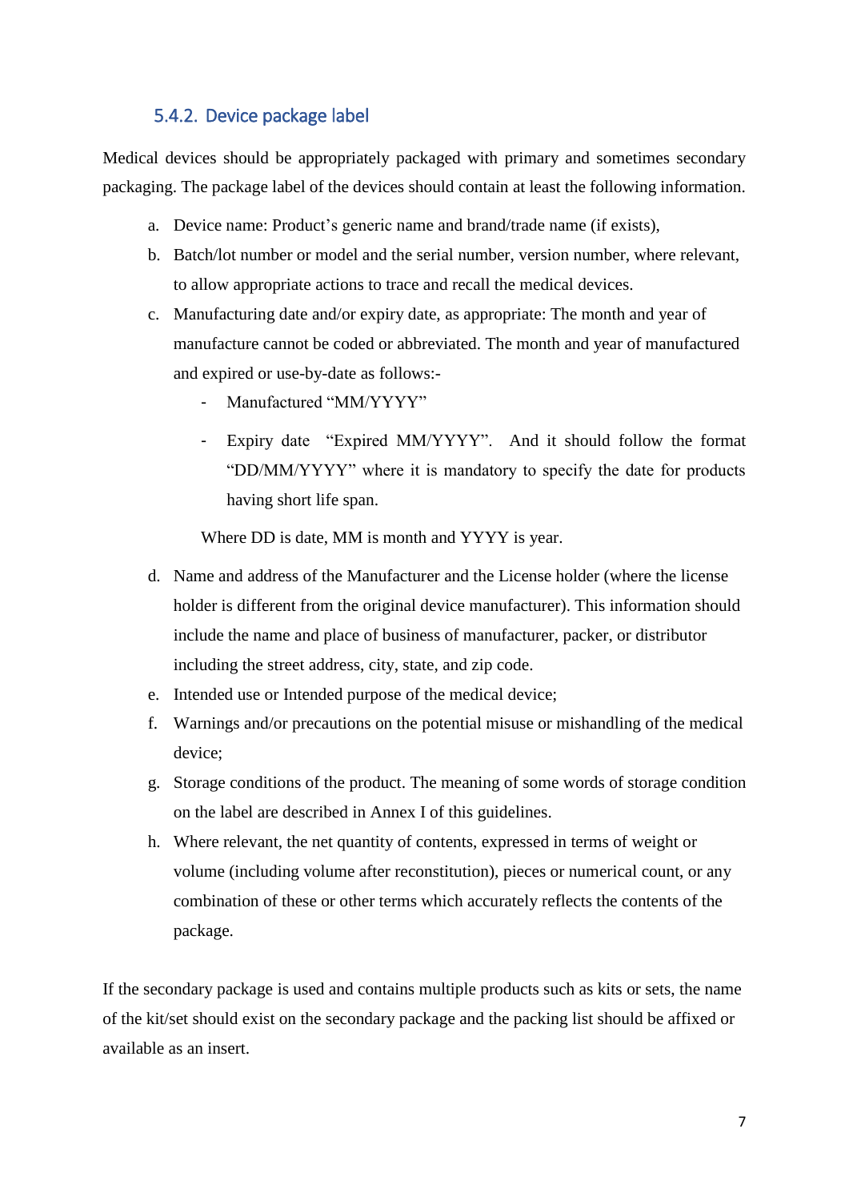### 5.4.2. Device package label

Medical devices should be appropriately packaged with primary and sometimes secondary packaging. The package label of the devices should contain at least the following information.

a. Device name: Product's generic name and brand/trade name (if exists),
b. Batch/lot number or model and the serial number, version number, where relevant, to allow appropriate actions to trace and recall the medical devices.
c. Manufacturing date and/or expiry date, as appropriate: The month and year of manufacture cannot be coded or abbreviated. The month and year of manufactured and expired or use-by-date as follows:-
   - Manufactured "MM/YYYY"
   - Expiry date "Expired MM/YYYY". And it should follow the format "DD/MM/YYYY" where it is mandatory to specify the date for products having short life span.

   Where DD is date, MM is month and YYYY is year.
d. Name and address of the Manufacturer and the License holder (where the license holder is different from the original device manufacturer). This information should include the name and place of business of manufacturer, packer, or distributor including the street address, city, state, and zip code.
e. Intended use or Intended purpose of the medical device;
f. Warnings and/or precautions on the potential misuse or mishandling of the medical device;
g. Storage conditions of the product. The meaning of some words of storage condition on the label are described in Annex I of this guidelines.
h. Where relevant, the net quantity of contents, expressed in terms of weight or volume (including volume after reconstitution), pieces or numerical count, or any combination of these or other terms which accurately reflects the contents of the package.

If the secondary package is used and contains multiple products such as kits or sets, the name of the kit/set should exist on the secondary package and the packing list should be affixed or available as an insert.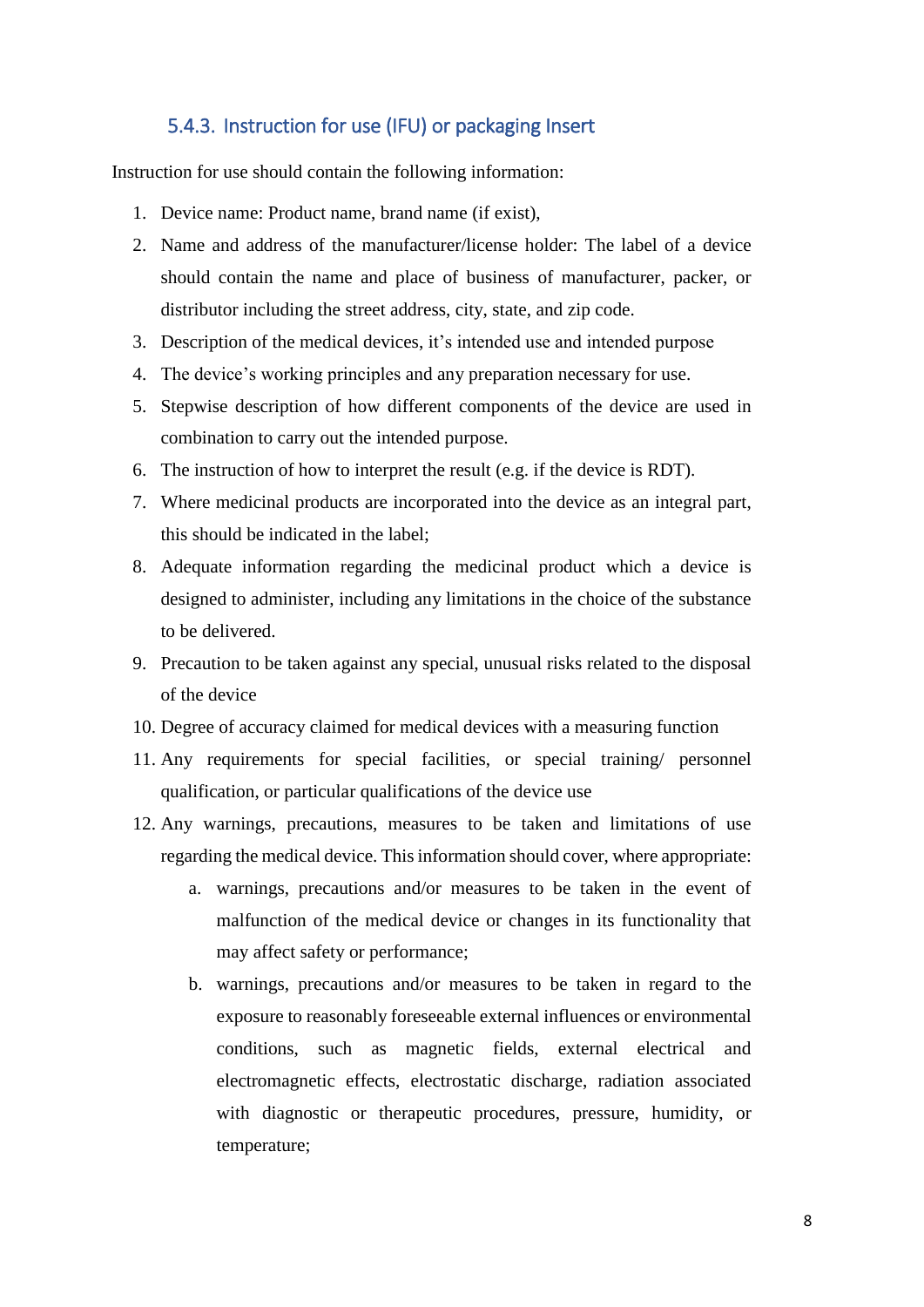### 5.4.3. Instruction for use (IFU) or packaging Insert

Instruction for use should contain the following information:

1. Device name: Product name, brand name (if exist),
2. Name and address of the manufacturer/license holder: The label of a device should contain the name and place of business of manufacturer, packer, or distributor including the street address, city, state, and zip code.
3. Description of the medical devices, it's intended use and intended purpose
4. The device's working principles and any preparation necessary for use.
5. Stepwise description of how different components of the device are used in combination to carry out the intended purpose.
6. The instruction of how to interpret the result (e.g. if the device is RDT).
7. Where medicinal products are incorporated into the device as an integral part, this should be indicated in the label;
8. Adequate information regarding the medicinal product which a device is designed to administer, including any limitations in the choice of the substance to be delivered.
9. Precaution to be taken against any special, unusual risks related to the disposal of the device
10. Degree of accuracy claimed for medical devices with a measuring function
11. Any requirements for special facilities, or special training/ personnel qualification, or particular qualifications of the device use
12. Any warnings, precautions, measures to be taken and limitations of use regarding the medical device. This information should cover, where appropriate:
    a. warnings, precautions and/or measures to be taken in the event of malfunction of the medical device or changes in its functionality that may affect safety or performance;
    b. warnings, precautions and/or measures to be taken in regard to the exposure to reasonably foreseeable external influences or environmental conditions, such as magnetic fields, external electrical and electromagnetic effects, electrostatic discharge, radiation associated with diagnostic or therapeutic procedures, pressure, humidity, or temperature;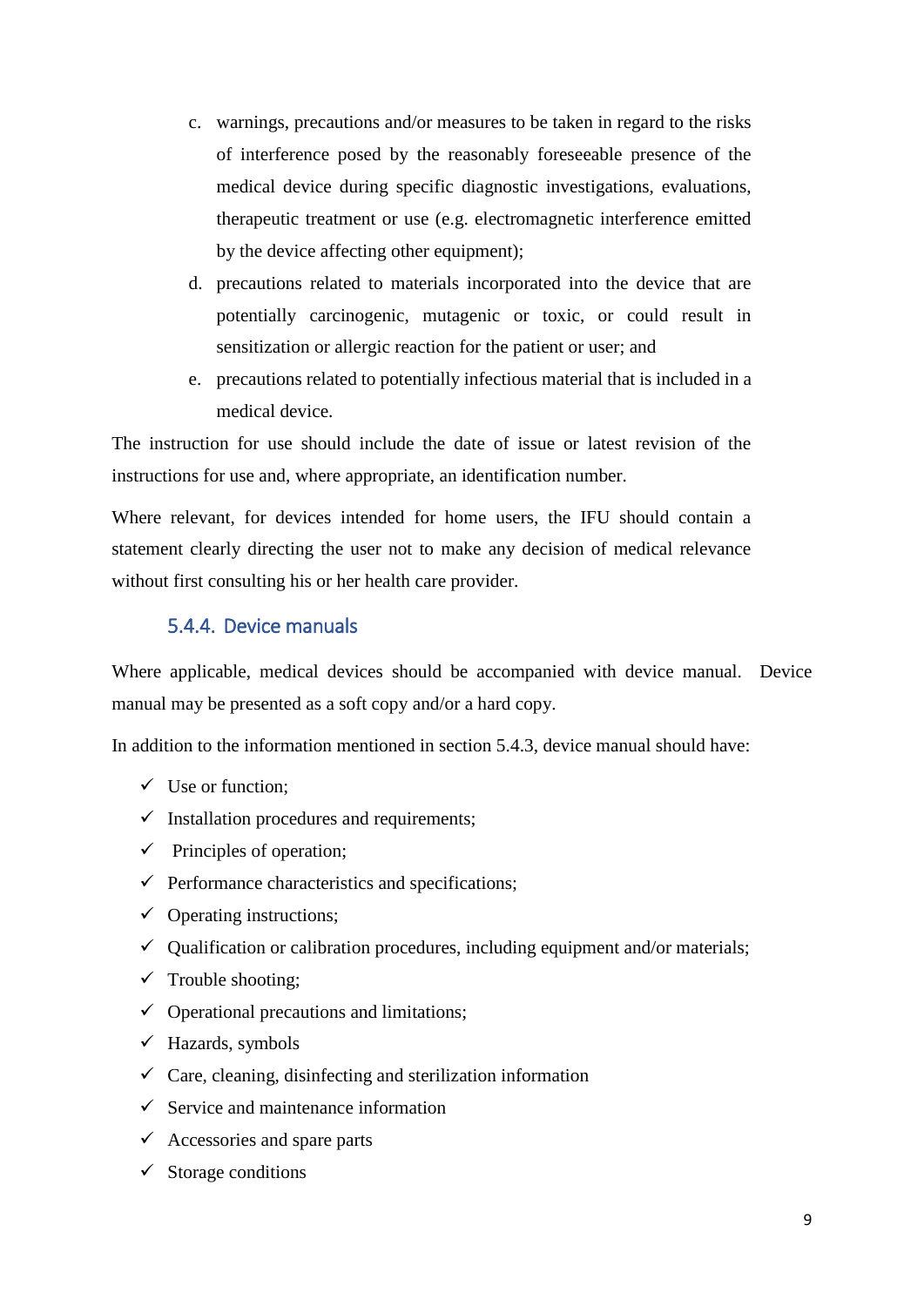c. warnings, precautions and/or measures to be taken in regard to the risks of interference posed by the reasonably foreseeable presence of the medical device during specific diagnostic investigations, evaluations, therapeutic treatment or use (e.g. electromagnetic interference emitted by the device affecting other equipment);
d. precautions related to materials incorporated into the device that are potentially carcinogenic, mutagenic or toxic, or could result in sensitization or allergic reaction for the patient or user; and
e. precautions related to potentially infectious material that is included in a medical device.

The instruction for use should include the date of issue or latest revision of the instructions for use and, where appropriate, an identification number.

Where relevant, for devices intended for home users, the IFU should contain a statement clearly directing the user not to make any decision of medical relevance without first consulting his or her health care provider.

### 5.4.4. Device manuals

Where applicable, medical devices should be accompanied with device manual. Device manual may be presented as a soft copy and/or a hard copy.

In addition to the information mentioned in section 5.4.3, device manual should have:

- ✓ Use or function;
- ✓ Installation procedures and requirements;
- ✓ Principles of operation;
- ✓ Performance characteristics and specifications;
- ✓ Operating instructions;
- ✓ Qualification or calibration procedures, including equipment and/or materials;
- ✓ Trouble shooting;
- ✓ Operational precautions and limitations;
- ✓ Hazards, symbols
- ✓ Care, cleaning, disinfecting and sterilization information
- ✓ Service and maintenance information
- ✓ Accessories and spare parts
- ✓ Storage conditions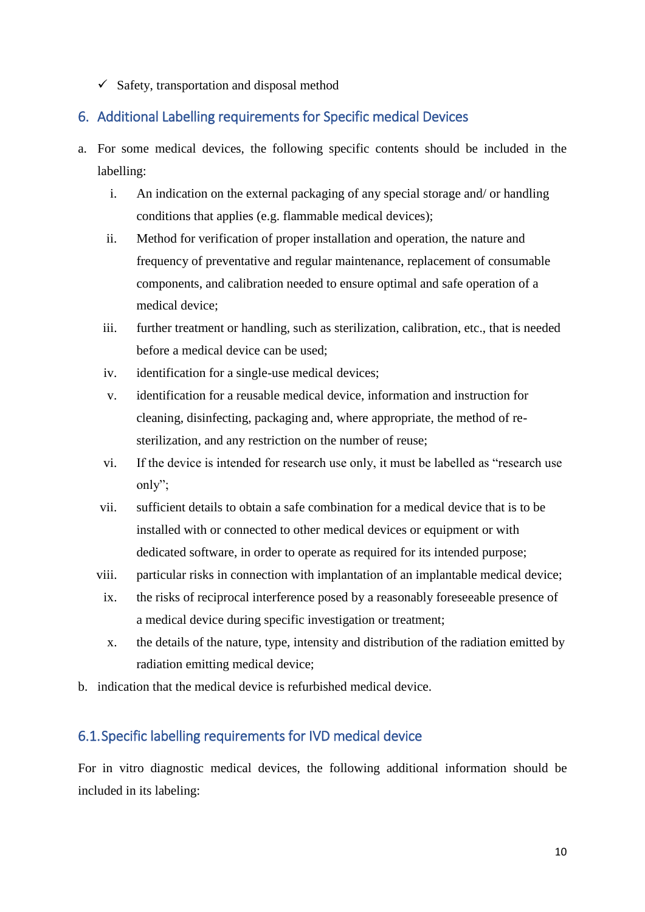- ✓ Safety, transportation and disposal method

## 6. Additional Labelling requirements for Specific medical Devices

a. For some medical devices, the following specific contents should be included in the labelling:

   i. An indication on the external packaging of any special storage and/ or handling conditions that applies (e.g. flammable medical devices);

   ii. Method for verification of proper installation and operation, the nature and frequency of preventative and regular maintenance, replacement of consumable components, and calibration needed to ensure optimal and safe operation of a medical device;

   iii. further treatment or handling, such as sterilization, calibration, etc., that is needed before a medical device can be used;

   iv. identification for a single-use medical devices;

   v. identification for a reusable medical device, information and instruction for cleaning, disinfecting, packaging and, where appropriate, the method of re-sterilization, and any restriction on the number of reuse;

   vi. If the device is intended for research use only, it must be labelled as "research use only";

   vii. sufficient details to obtain a safe combination for a medical device that is to be installed with or connected to other medical devices or equipment or with dedicated software, in order to operate as required for its intended purpose;

   viii. particular risks in connection with implantation of an implantable medical device;

   ix. the risks of reciprocal interference posed by a reasonably foreseeable presence of a medical device during specific investigation or treatment;

   x. the details of the nature, type, intensity and distribution of the radiation emitted by radiation emitting medical device;

b. indication that the medical device is refurbished medical device.

### 6.1. Specific labelling requirements for IVD medical device

For in vitro diagnostic medical devices, the following additional information should be included in its labeling: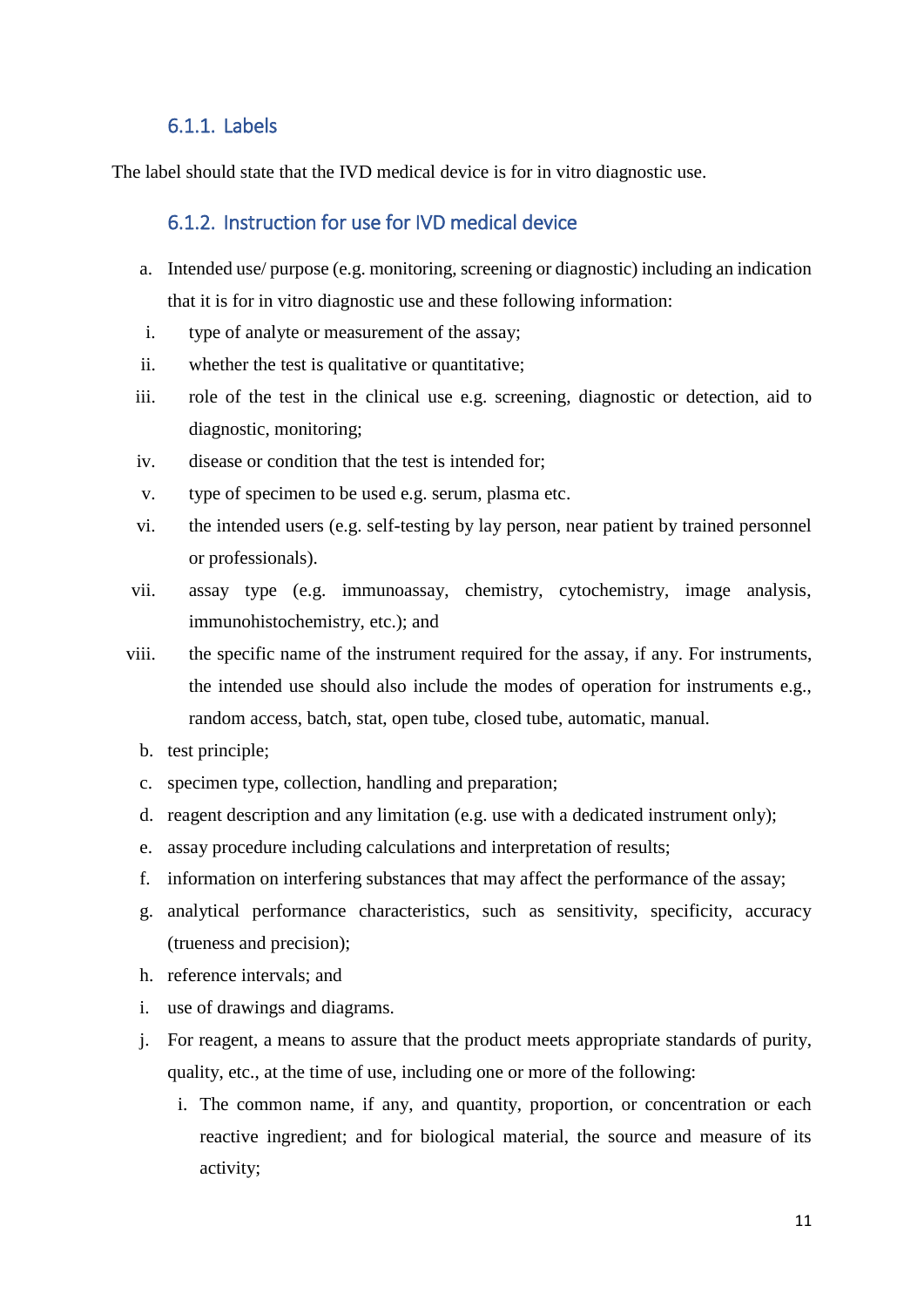#### 6.1.1. Labels

The label should state that the IVD medical device is for in vitro diagnostic use.

#### 6.1.2. Instruction for use for IVD medical device

a. Intended use/ purpose (e.g. monitoring, screening or diagnostic) including an indication that it is for in vitro diagnostic use and these following information:
   i. type of analyte or measurement of the assay;
   ii. whether the test is qualitative or quantitative;
   iii. role of the test in the clinical use e.g. screening, diagnostic or detection, aid to diagnostic, monitoring;
   iv. disease or condition that the test is intended for;
   v. type of specimen to be used e.g. serum, plasma etc.
   vi. the intended users (e.g. self-testing by lay person, near patient by trained personnel or professionals).
   vii. assay type (e.g. immunoassay, chemistry, cytochemistry, image analysis, immunohistochemistry, etc.); and
   viii. the specific name of the instrument required for the assay, if any. For instruments, the intended use should also include the modes of operation for instruments e.g., random access, batch, stat, open tube, closed tube, automatic, manual.
b. test principle;
c. specimen type, collection, handling and preparation;
d. reagent description and any limitation (e.g. use with a dedicated instrument only);
e. assay procedure including calculations and interpretation of results;
f. information on interfering substances that may affect the performance of the assay;
g. analytical performance characteristics, such as sensitivity, specificity, accuracy (trueness and precision);
h. reference intervals; and
i. use of drawings and diagrams.
j. For reagent, a means to assure that the product meets appropriate standards of purity, quality, etc., at the time of use, including one or more of the following:
   i. The common name, if any, and quantity, proportion, or concentration or each reactive ingredient; and for biological material, the source and measure of its activity;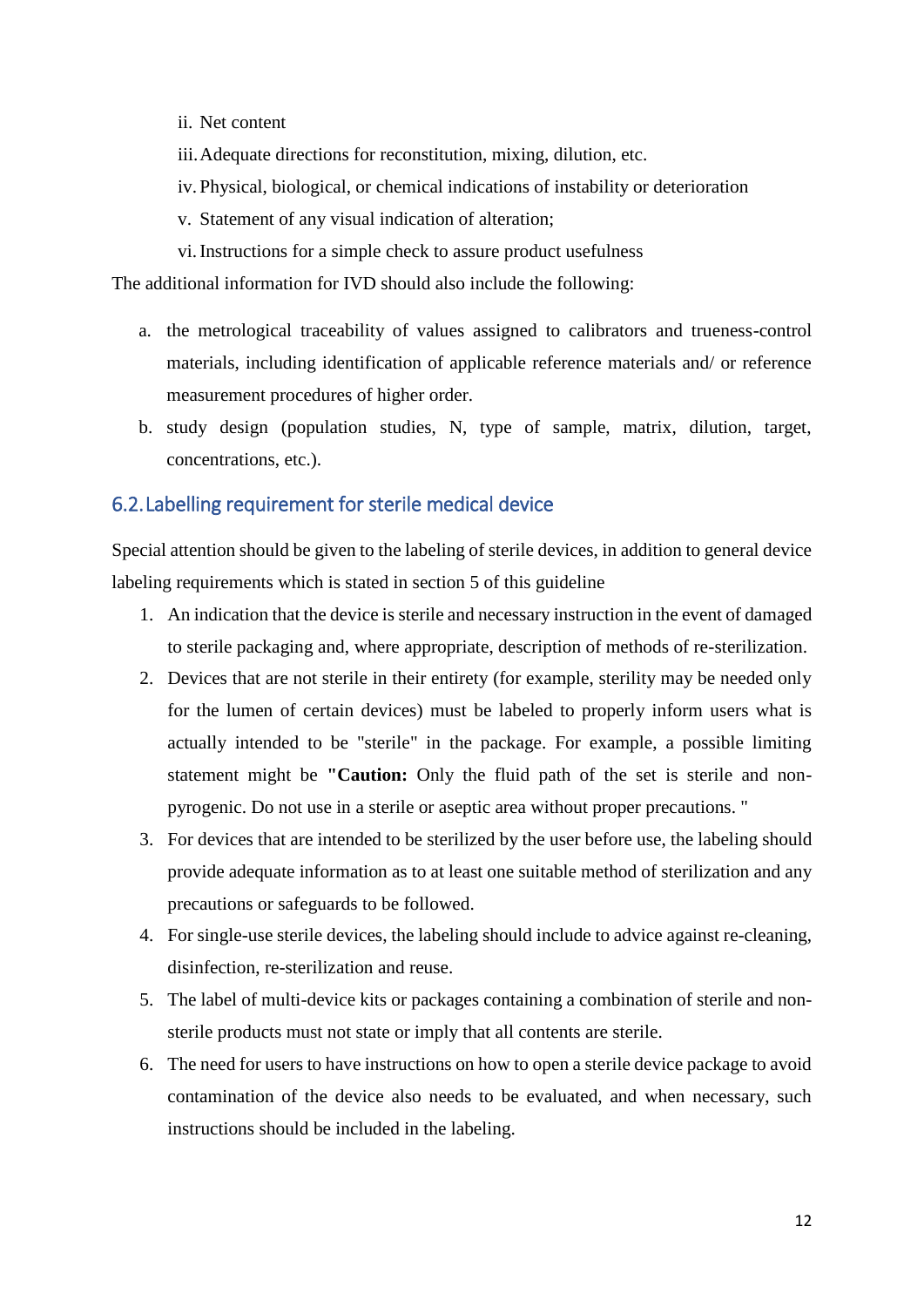ii. Net content

iii. Adequate directions for reconstitution, mixing, dilution, etc.

iv. Physical, biological, or chemical indications of instability or deterioration

v. Statement of any visual indication of alteration;

vi. Instructions for a simple check to assure product usefulness

The additional information for IVD should also include the following:

a. the metrological traceability of values assigned to calibrators and trueness-control materials, including identification of applicable reference materials and/ or reference measurement procedures of higher order.
b. study design (population studies, N, type of sample, matrix, dilution, target, concentrations, etc.).

## 6.2. Labelling requirement for sterile medical device

Special attention should be given to the labeling of sterile devices, in addition to general device labeling requirements which is stated in section 5 of this guideline

1. An indication that the device is sterile and necessary instruction in the event of damaged to sterile packaging and, where appropriate, description of methods of re-sterilization.
2. Devices that are not sterile in their entirety (for example, sterility may be needed only for the lumen of certain devices) must be labeled to properly inform users what is actually intended to be "sterile" in the package. For example, a possible limiting statement might be **"Caution:** Only the fluid path of the set is sterile and non-pyrogenic. Do not use in a sterile or aseptic area without proper precautions. "
3. For devices that are intended to be sterilized by the user before use, the labeling should provide adequate information as to at least one suitable method of sterilization and any precautions or safeguards to be followed.
4. For single-use sterile devices, the labeling should include to advice against re-cleaning, disinfection, re-sterilization and reuse.
5. The label of multi-device kits or packages containing a combination of sterile and non-sterile products must not state or imply that all contents are sterile.
6. The need for users to have instructions on how to open a sterile device package to avoid contamination of the device also needs to be evaluated, and when necessary, such instructions should be included in the labeling.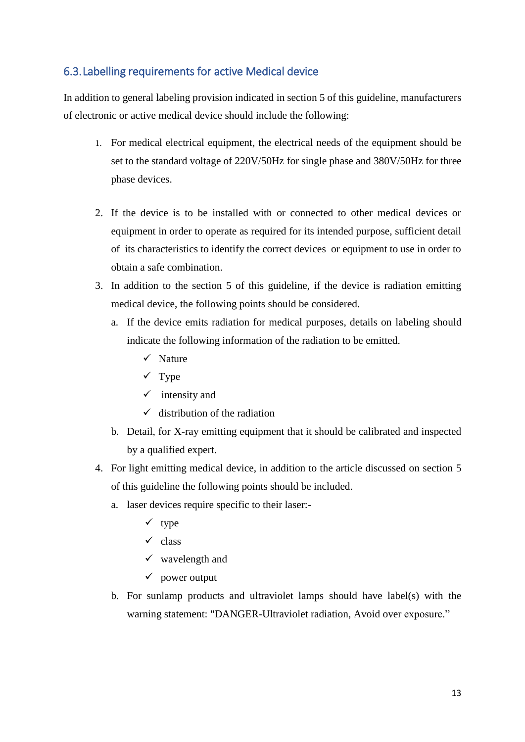## 6.3. Labelling requirements for active Medical device

In addition to general labeling provision indicated in section 5 of this guideline, manufacturers of electronic or active medical device should include the following:

1. For medical electrical equipment, the electrical needs of the equipment should be set to the standard voltage of 220V/50Hz for single phase and 380V/50Hz for three phase devices.

2. If the device is to be installed with or connected to other medical devices or equipment in order to operate as required for its intended purpose, sufficient detail of its characteristics to identify the correct devices or equipment to use in order to obtain a safe combination.
3. In addition to the section 5 of this guideline, if the device is radiation emitting medical device, the following points should be considered.
   a. If the device emits radiation for medical purposes, details on labeling should indicate the following information of the radiation to be emitted.
      - ✓ Nature
      - ✓ Type
      - ✓ intensity and
      - ✓ distribution of the radiation

   b. Detail, for X-ray emitting equipment that it should be calibrated and inspected by a qualified expert.
4. For light emitting medical device, in addition to the article discussed on section 5 of this guideline the following points should be included.
   a. laser devices require specific to their laser:-
      - ✓ type
      - ✓ class
      - ✓ wavelength and
      - ✓ power output

   b. For sunlamp products and ultraviolet lamps should have label(s) with the warning statement: "DANGER-Ultraviolet radiation, Avoid over exposure."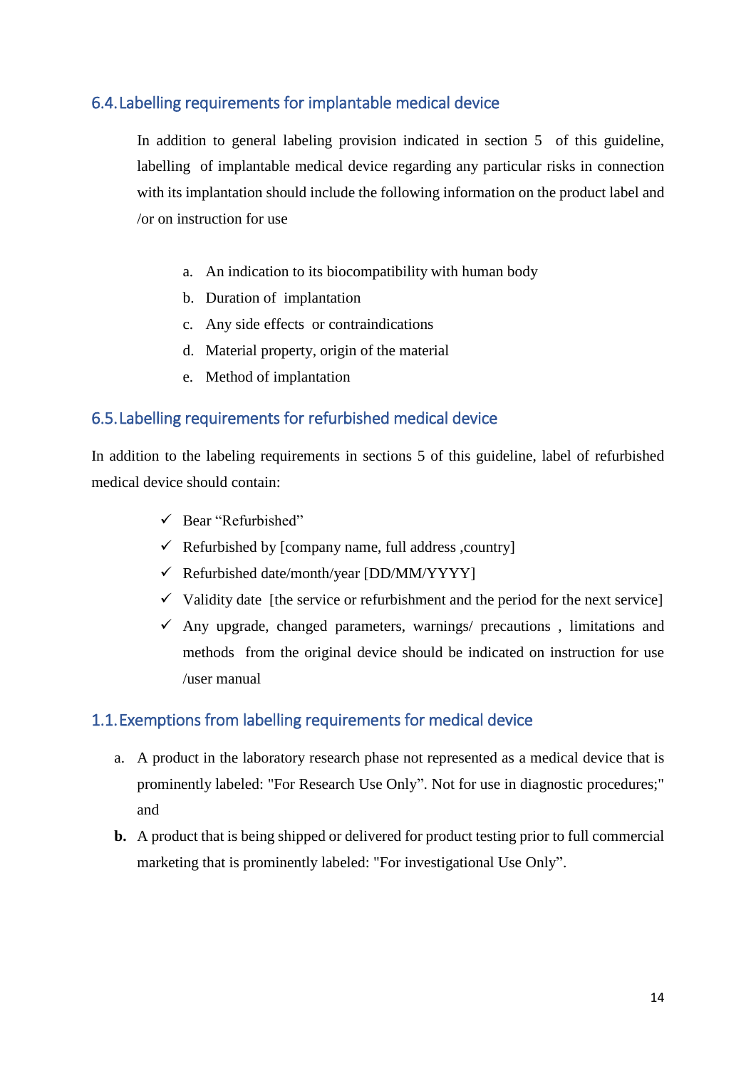## 6.4. Labelling requirements for implantable medical device

In addition to general labeling provision indicated in section 5 of this guideline, labelling of implantable medical device regarding any particular risks in connection with its implantation should include the following information on the product label and /or on instruction for use

a. An indication to its biocompatibility with human body
b. Duration of implantation
c. Any side effects or contraindications
d. Material property, origin of the material
e. Method of implantation

## 6.5. Labelling requirements for refurbished medical device

In addition to the labeling requirements in sections 5 of this guideline, label of refurbished medical device should contain:

- ✓ Bear "Refurbished"
- ✓ Refurbished by [company name, full address ,country]
- ✓ Refurbished date/month/year [DD/MM/YYYY]
- ✓ Validity date [the service or refurbishment and the period for the next service]
- ✓ Any upgrade, changed parameters, warnings/ precautions , limitations and methods from the original device should be indicated on instruction for use /user manual

## 1.1. Exemptions from labelling requirements for medical device

a. A product in the laboratory research phase not represented as a medical device that is prominently labeled: "For Research Use Only". Not for use in diagnostic procedures;" and

**b.** A product that is being shipped or delivered for product testing prior to full commercial marketing that is prominently labeled: "For investigational Use Only".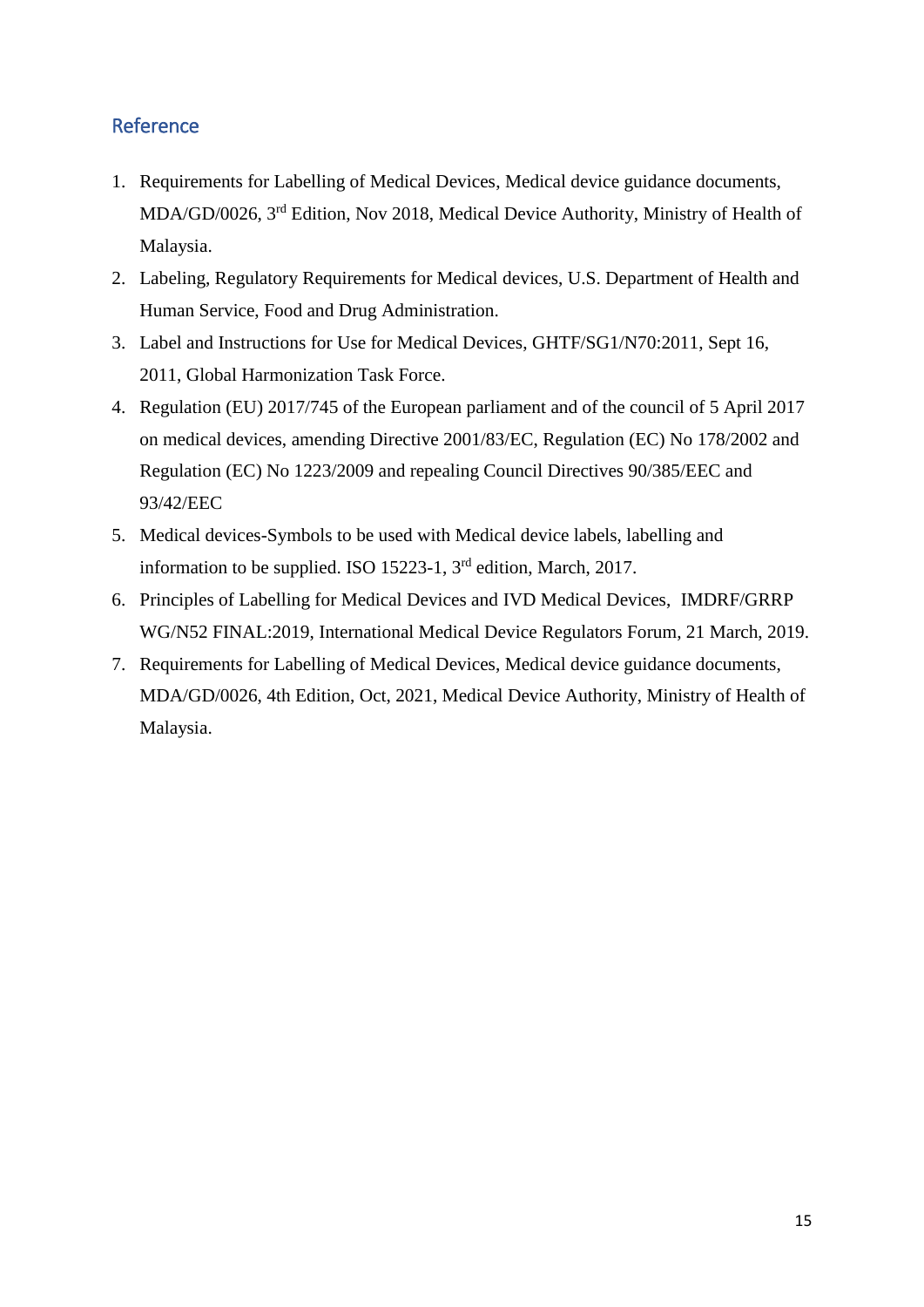## Reference

1. Requirements for Labelling of Medical Devices, Medical device guidance documents, MDA/GD/0026, 3rd Edition, Nov 2018, Medical Device Authority, Ministry of Health of Malaysia.
2. Labeling, Regulatory Requirements for Medical devices, U.S. Department of Health and Human Service, Food and Drug Administration.
3. Label and Instructions for Use for Medical Devices, GHTF/SG1/N70:2011, Sept 16, 2011, Global Harmonization Task Force.
4. Regulation (EU) 2017/745 of the European parliament and of the council of 5 April 2017 on medical devices, amending Directive 2001/83/EC, Regulation (EC) No 178/2002 and Regulation (EC) No 1223/2009 and repealing Council Directives 90/385/EEC and 93/42/EEC
5. Medical devices-Symbols to be used with Medical device labels, labelling and information to be supplied. ISO 15223-1, 3rd edition, March, 2017.
6. Principles of Labelling for Medical Devices and IVD Medical Devices, IMDRF/GRRP WG/N52 FINAL:2019, International Medical Device Regulators Forum, 21 March, 2019.
7. Requirements for Labelling of Medical Devices, Medical device guidance documents, MDA/GD/0026, 4th Edition, Oct, 2021, Medical Device Authority, Ministry of Health of Malaysia.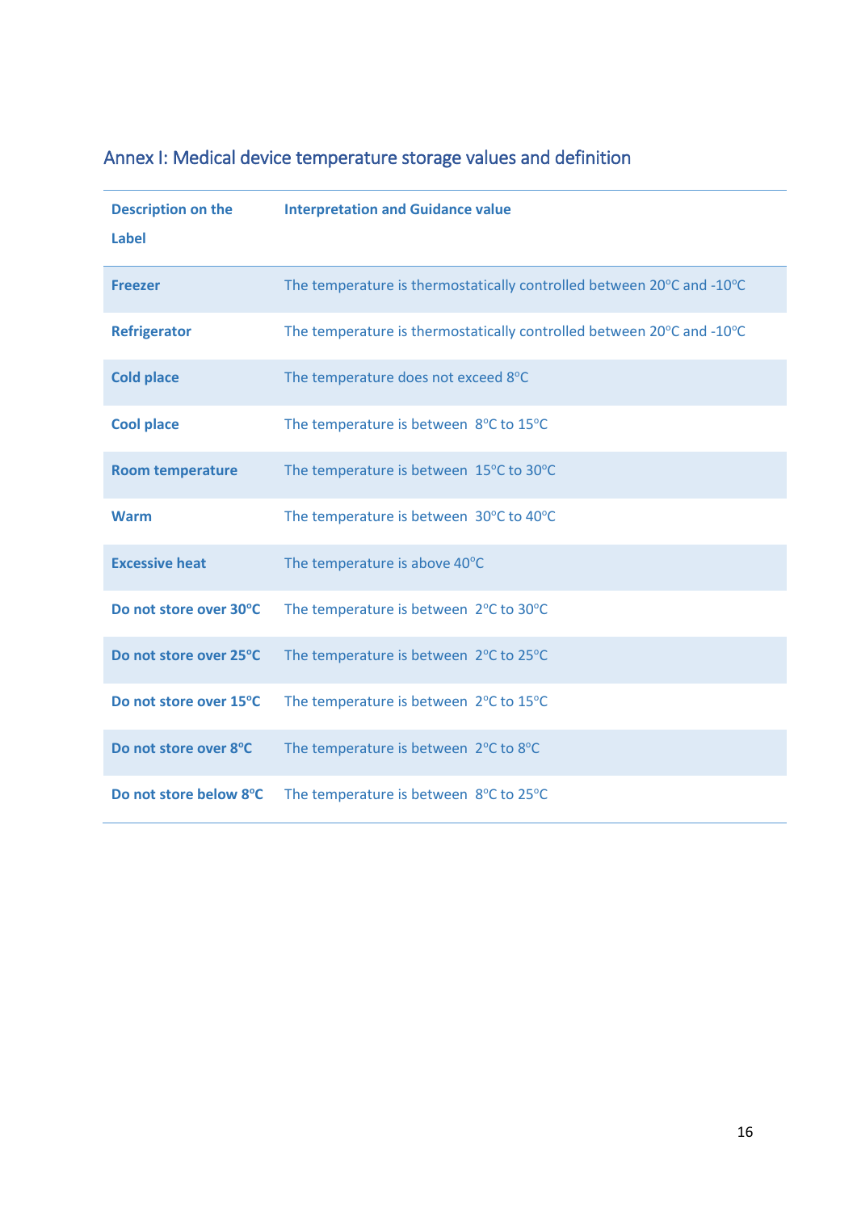## Annex I: Medical device temperature storage values and definition

| Description on the Label | Interpretation and Guidance value |
|---|---|
| **Freezer** | The temperature is thermostatically controlled between 20°C and -10°C |
| **Refrigerator** | The temperature is thermostatically controlled between 20°C and -10°C |
| **Cold place** | The temperature does not exceed 8°C |
| **Cool place** | The temperature is between 8°C to 15°C |
| **Room temperature** | The temperature is between 15°C to 30°C |
| **Warm** | The temperature is between 30°C to 40°C |
| **Excessive heat** | The temperature is above 40°C |
| **Do not store over 30°C** | The temperature is between 2°C to 30°C |
| **Do not store over 25°C** | The temperature is between 2°C to 25°C |
| **Do not store over 15°C** | The temperature is between 2°C to 15°C |
| **Do not store over 8°C** | The temperature is between 2°C to 8°C |
| **Do not store below 8°C** | The temperature is between 8°C to 25°C |